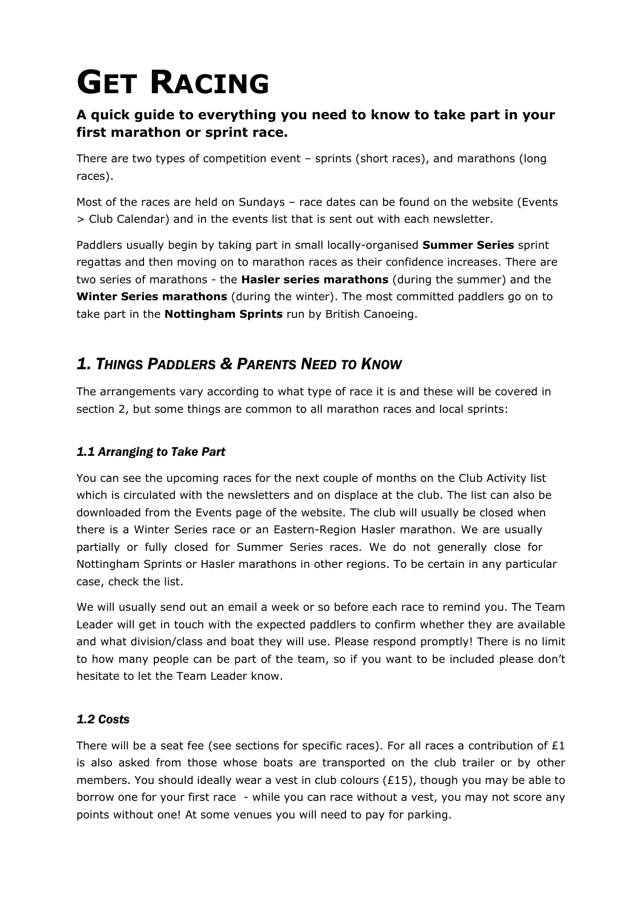# Get Racing

### A quick guide to everything you need to know to take part in your first marathon or sprint race.

There are two types of competition event – sprints (short races), and marathons (long races).

Most of the races are held on Sundays – race dates can be found on the website (Events > Club Calendar) and in the events list that is sent out with each newsletter.

Paddlers usually begin by taking part in small locally-organised **Summer Series** sprint regattas and then moving on to marathon races as their confidence increases. There are two series of marathons - the **Hasler series marathons** (during the summer) and the **Winter Series marathons** (during the winter). The most committed paddlers go on to take part in the **Nottingham Sprints** run by British Canoeing.

## *1. Things Paddlers & Parents Need to Know*

The arrangements vary according to what type of race it is and these will be covered in section 2, but some things are common to all marathon races and local sprints:

### *1.1 Arranging to Take Part*

You can see the upcoming races for the next couple of months on the Club Activity list which is circulated with the newsletters and on displace at the club. The list can also be downloaded from the Events page of the website. The club will usually be closed when there is a Winter Series race or an Eastern-Region Hasler marathon. We are usually partially or fully closed for Summer Series races. We do not generally close for Nottingham Sprints or Hasler marathons in other regions. To be certain in any particular case, check the list.

We will usually send out an email a week or so before each race to remind you. The Team Leader will get in touch with the expected paddlers to confirm whether they are available and what division/class and boat they will use. Please respond promptly! There is no limit to how many people can be part of the team, so if you want to be included please don't hesitate to let the Team Leader know.

### *1.2 Costs*

There will be a seat fee (see sections for specific races). For all races a contribution of £1 is also asked from those whose boats are transported on the club trailer or by other members. You should ideally wear a vest in club colours (£15), though you may be able to borrow one for your first race - while you can race without a vest, you may not score any points without one! At some venues you will need to pay for parking.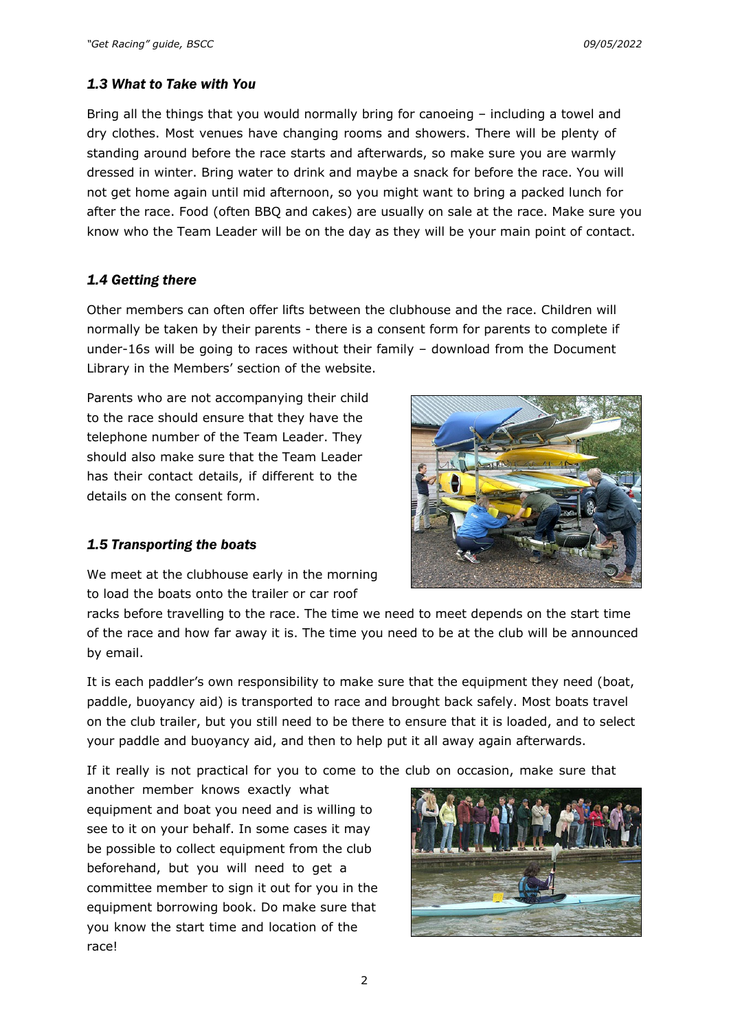### *1.3 What to Take with You*

Bring all the things that you would normally bring for canoeing – including a towel and dry clothes. Most venues have changing rooms and showers. There will be plenty of standing around before the race starts and afterwards, so make sure you are warmly dressed in winter. Bring water to drink and maybe a snack for before the race. You will not get home again until mid afternoon, so you might want to bring a packed lunch for after the race. Food (often BBQ and cakes) are usually on sale at the race. Make sure you know who the Team Leader will be on the day as they will be your main point of contact.

### *1.4 Getting there*

Other members can often offer lifts between the clubhouse and the race. Children will normally be taken by their parents - there is a consent form for parents to complete if under-16s will be going to races without their family – download from the Document Library in the Members' section of the website.

Parents who are not accompanying their child to the race should ensure that they have the telephone number of the Team Leader. They should also make sure that the Team Leader has their contact details, if different to the details on the consent form.

### *1.5 Transporting the boats*

We meet at the clubhouse early in the morning to load the boats onto the trailer or car roof racks before travelling to the race. The time we need to meet depends on the start time of the race and how far away it is. The time you need to be at the club will be announced by email.

It is each paddler's own responsibility to make sure that the equipment they need (boat, paddle, buoyancy aid) is transported to race and brought back safely. Most boats travel on the club trailer, but you still need to be there to ensure that it is loaded, and to select your paddle and buoyancy aid, and then to help put it all away again afterwards.

If it really is not practical for you to come to the club on occasion, make sure that another member knows exactly what equipment and boat you need and is willing to see to it on your behalf. In some cases it may be possible to collect equipment from the club beforehand, but you will need to get a committee member to sign it out for you in the equipment borrowing book. Do make sure that you know the start time and location of the race!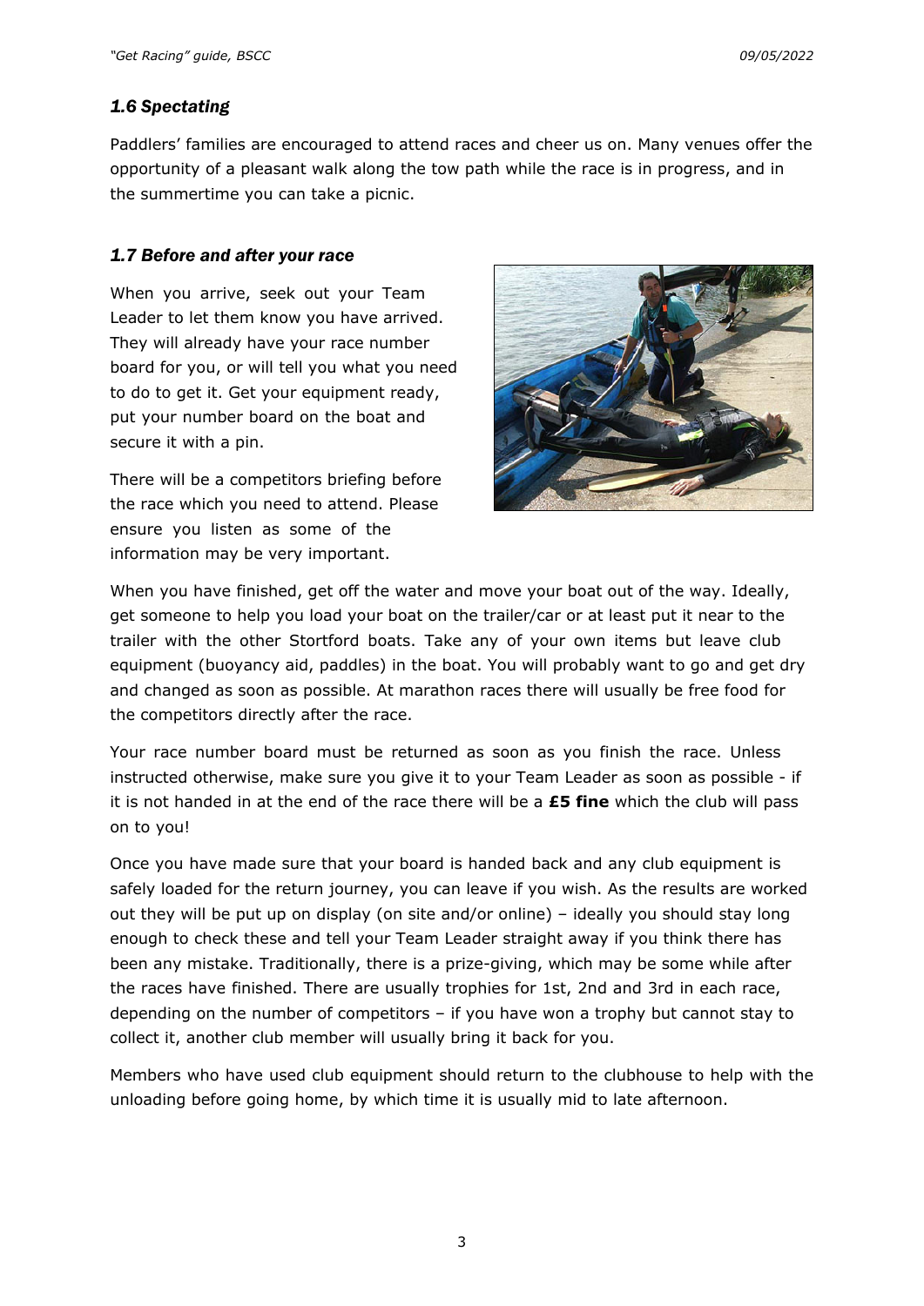### *1.6 Spectating*

Paddlers' families are encouraged to attend races and cheer us on. Many venues offer the opportunity of a pleasant walk along the tow path while the race is in progress, and in the summertime you can take a picnic.

### *1.7 Before and after your race*

When you arrive, seek out your Team Leader to let them know you have arrived. They will already have your race number board for you, or will tell you what you need to do to get it. Get your equipment ready, put your number board on the boat and secure it with a pin.

There will be a competitors briefing before the race which you need to attend. Please ensure you listen as some of the information may be very important.

When you have finished, get off the water and move your boat out of the way. Ideally, get someone to help you load your boat on the trailer/car or at least put it near to the trailer with the other Stortford boats. Take any of your own items but leave club equipment (buoyancy aid, paddles) in the boat. You will probably want to go and get dry and changed as soon as possible. At marathon races there will usually be free food for the competitors directly after the race.

Your race number board must be returned as soon as you finish the race. Unless instructed otherwise, make sure you give it to your Team Leader as soon as possible - if it is not handed in at the end of the race there will be a **£5 fine** which the club will pass on to you!

Once you have made sure that your board is handed back and any club equipment is safely loaded for the return journey, you can leave if you wish. As the results are worked out they will be put up on display (on site and/or online) – ideally you should stay long enough to check these and tell your Team Leader straight away if you think there has been any mistake. Traditionally, there is a prize-giving, which may be some while after the races have finished. There are usually trophies for 1st, 2nd and 3rd in each race, depending on the number of competitors – if you have won a trophy but cannot stay to collect it, another club member will usually bring it back for you.

Members who have used club equipment should return to the clubhouse to help with the unloading before going home, by which time it is usually mid to late afternoon.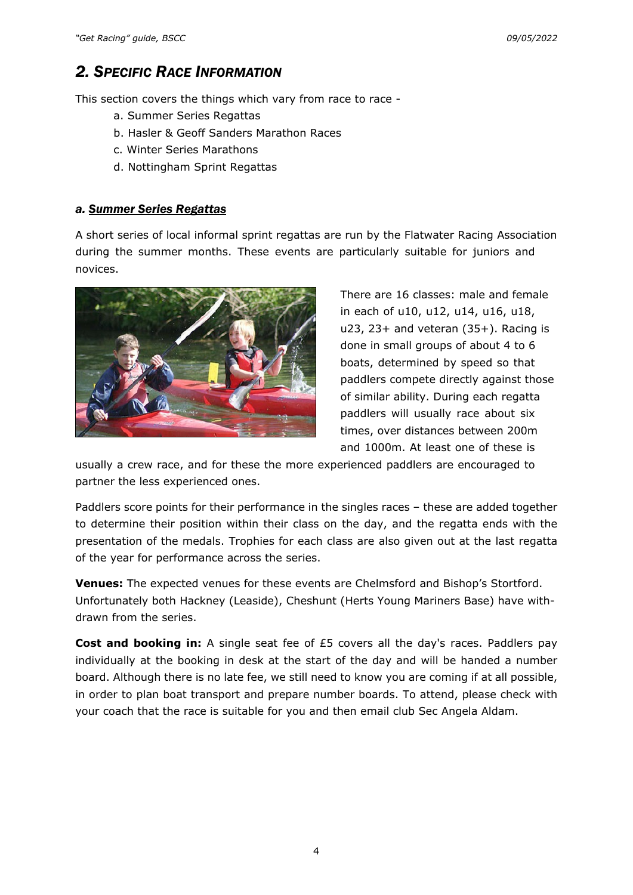## 2. Specific Race Information

This section covers the things which vary from race to race -

a. Summer Series Regattas
b. Hasler & Geoff Sanders Marathon Races
c. Winter Series Marathons
d. Nottingham Sprint Regattas

### *a. Summer Series Regattas*

A short series of local informal sprint regattas are run by the Flatwater Racing Association during the summer months. These events are particularly suitable for juniors and novices.

There are 16 classes: male and female in each of u10, u12, u14, u16, u18, u23, 23+ and veteran (35+). Racing is done in small groups of about 4 to 6 boats, determined by speed so that paddlers compete directly against those of similar ability. During each regatta paddlers will usually race about six times, over distances between 200m and 1000m. At least one of these is usually a crew race, and for these the more experienced paddlers are encouraged to partner the less experienced ones.

Paddlers score points for their performance in the singles races – these are added together to determine their position within their class on the day, and the regatta ends with the presentation of the medals. Trophies for each class are also given out at the last regatta of the year for performance across the series.

**Venues:** The expected venues for these events are Chelmsford and Bishop's Stortford. Unfortunately both Hackney (Leaside), Cheshunt (Herts Young Mariners Base) have with-drawn from the series.

**Cost and booking in:** A single seat fee of £5 covers all the day's races. Paddlers pay individually at the booking in desk at the start of the day and will be handed a number board. Although there is no late fee, we still need to know you are coming if at all possible, in order to plan boat transport and prepare number boards. To attend, please check with your coach that the race is suitable for you and then email club Sec Angela Aldam.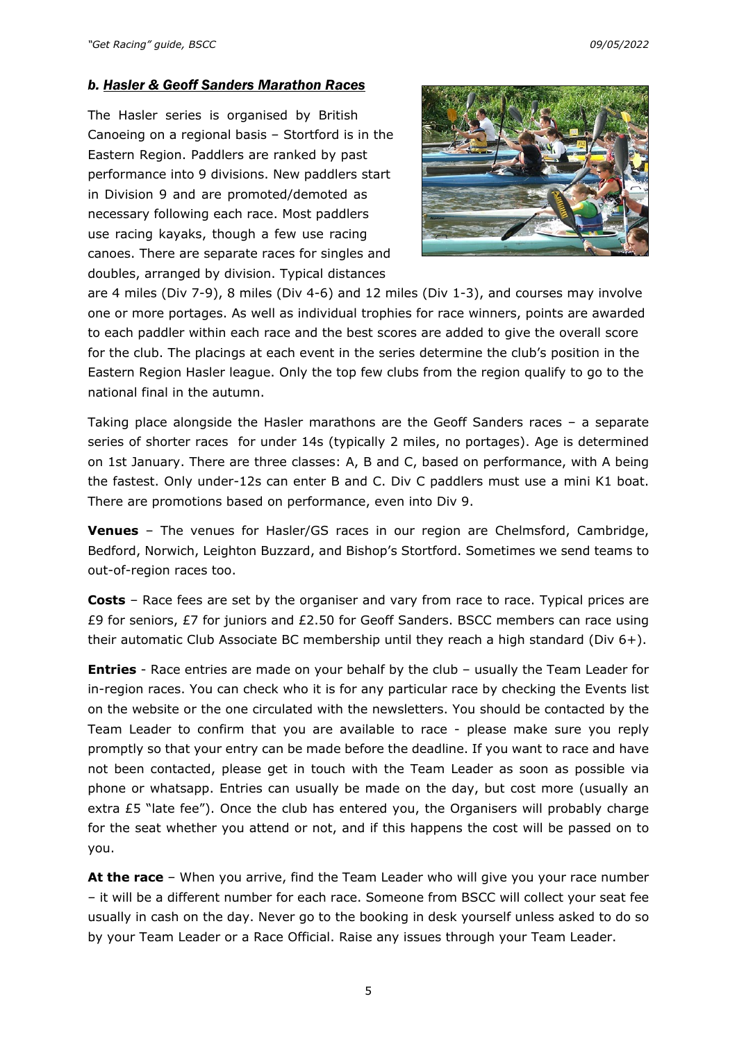### *b. Hasler & Geoff Sanders Marathon Races*

The Hasler series is organised by British Canoeing on a regional basis – Stortford is in the Eastern Region. Paddlers are ranked by past performance into 9 divisions. New paddlers start in Division 9 and are promoted/demoted as necessary following each race. Most paddlers use racing kayaks, though a few use racing canoes. There are separate races for singles and doubles, arranged by division. Typical distances are 4 miles (Div 7-9), 8 miles (Div 4-6) and 12 miles (Div 1-3), and courses may involve one or more portages. As well as individual trophies for race winners, points are awarded to each paddler within each race and the best scores are added to give the overall score for the club. The placings at each event in the series determine the club's position in the Eastern Region Hasler league. Only the top few clubs from the region qualify to go to the national final in the autumn.

Taking place alongside the Hasler marathons are the Geoff Sanders races – a separate series of shorter races for under 14s (typically 2 miles, no portages). Age is determined on 1st January. There are three classes: A, B and C, based on performance, with A being the fastest. Only under-12s can enter B and C. Div C paddlers must use a mini K1 boat. There are promotions based on performance, even into Div 9.

**Venues** – The venues for Hasler/GS races in our region are Chelmsford, Cambridge, Bedford, Norwich, Leighton Buzzard, and Bishop's Stortford. Sometimes we send teams to out-of-region races too.

**Costs** – Race fees are set by the organiser and vary from race to race. Typical prices are £9 for seniors, £7 for juniors and £2.50 for Geoff Sanders. BSCC members can race using their automatic Club Associate BC membership until they reach a high standard (Div 6+).

**Entries** - Race entries are made on your behalf by the club – usually the Team Leader for in-region races. You can check who it is for any particular race by checking the Events list on the website or the one circulated with the newsletters. You should be contacted by the Team Leader to confirm that you are available to race - please make sure you reply promptly so that your entry can be made before the deadline. If you want to race and have not been contacted, please get in touch with the Team Leader as soon as possible via phone or whatsapp. Entries can usually be made on the day, but cost more (usually an extra £5 "late fee"). Once the club has entered you, the Organisers will probably charge for the seat whether you attend or not, and if this happens the cost will be passed on to you.

**At the race** – When you arrive, find the Team Leader who will give you your race number – it will be a different number for each race. Someone from BSCC will collect your seat fee usually in cash on the day. Never go to the booking in desk yourself unless asked to do so by your Team Leader or a Race Official. Raise any issues through your Team Leader.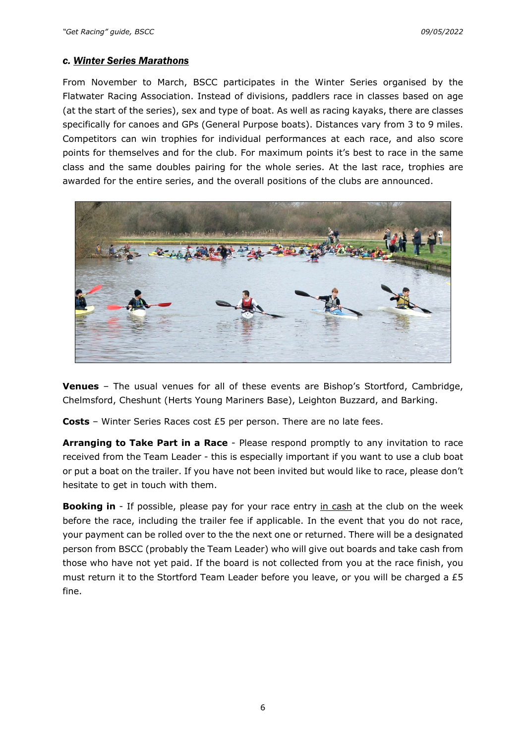### c. ***Winter Series Marathons***

From November to March, BSCC participates in the Winter Series organised by the Flatwater Racing Association. Instead of divisions, paddlers race in classes based on age (at the start of the series), sex and type of boat. As well as racing kayaks, there are classes specifically for canoes and GPs (General Purpose boats). Distances vary from 3 to 9 miles. Competitors can win trophies for individual performances at each race, and also score points for themselves and for the club. For maximum points it's best to race in the same class and the same doubles pairing for the whole series. At the last race, trophies are awarded for the entire series, and the overall positions of the clubs are announced.

**Venues** – The usual venues for all of these events are Bishop's Stortford, Cambridge, Chelmsford, Cheshunt (Herts Young Mariners Base), Leighton Buzzard, and Barking.

**Costs** – Winter Series Races cost £5 per person. There are no late fees.

**Arranging to Take Part in a Race** - Please respond promptly to any invitation to race received from the Team Leader - this is especially important if you want to use a club boat or put a boat on the trailer. If you have not been invited but would like to race, please don't hesitate to get in touch with them.

**Booking in** - If possible, please pay for your race entry <u>in cash</u> at the club on the week before the race, including the trailer fee if applicable. In the event that you do not race, your payment can be rolled over to the the next one or returned. There will be a designated person from BSCC (probably the Team Leader) who will give out boards and take cash from those who have not yet paid. If the board is not collected from you at the race finish, you must return it to the Stortford Team Leader before you leave, or you will be charged a £5 fine.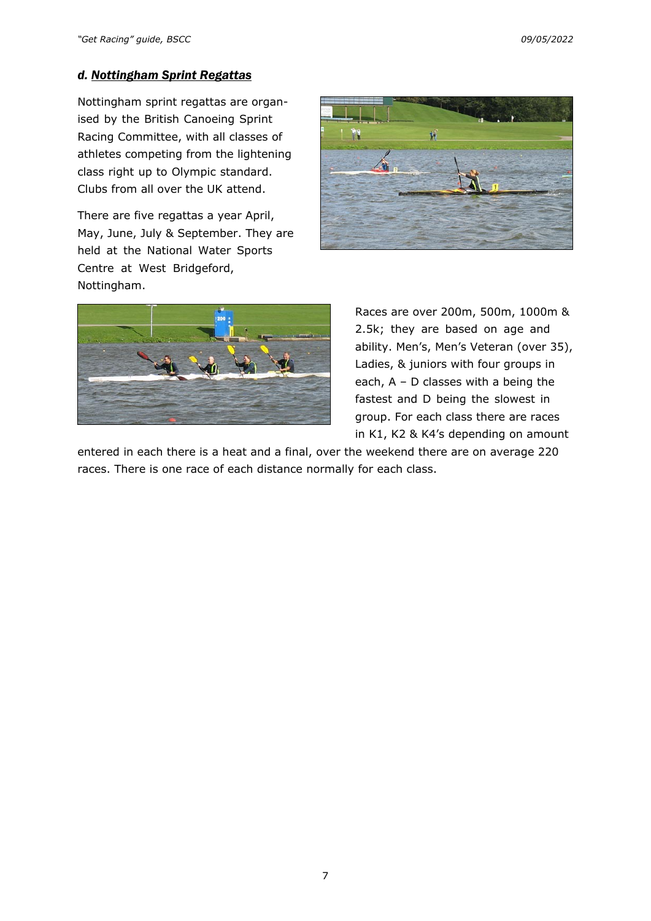### *d. Nottingham Sprint Regattas*

Nottingham sprint regattas are organised by the British Canoeing Sprint Racing Committee, with all classes of athletes competing from the lightening class right up to Olympic standard. Clubs from all over the UK attend.

There are five regattas a year April, May, June, July & September. They are held at the National Water Sports Centre at West Bridgeford, Nottingham.

Races are over 200m, 500m, 1000m & 2.5k; they are based on age and ability. Men's, Men's Veteran (over 35), Ladies, & juniors with four groups in each, A – D classes with a being the fastest and D being the slowest in group. For each class there are races in K1, K2 & K4's depending on amount entered in each there is a heat and a final, over the weekend there are on average 220 races. There is one race of each distance normally for each class.